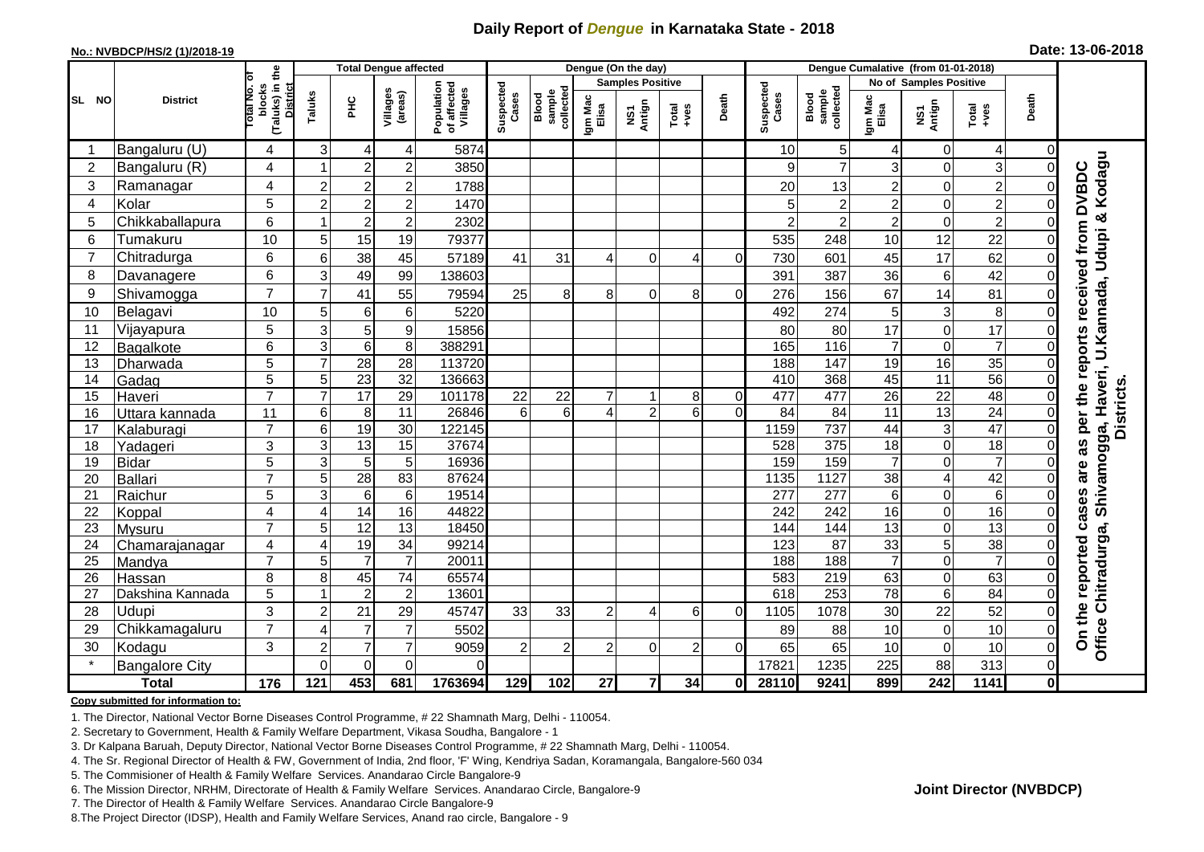# Daily Report of *Dengue* in Karnataka State - 2018

**No.: NVBDCP/HS/2 (1)/2018-19**

**Date: 13-06-2018**

| SL NO | District | Total No. of blocks (Taluks) in the District | Total Dengue affected | | | | Dengue (On the day) | | | | | | | Dengue Cumalative (from 01-01-2018) | | | | | | | |
|---|---|---|---|---|---|---|---|---|---|---|---|---|---|---|---|---|---|---|---|---|
| | | | Taluks | PHC | Villages (areas) | Population of affected Villages | Suspected Cases | Blood sample collected | Samples Positive | | | Death | Suspected Cases | Blood sample collected | No of Samples Positive | | | Death | |
| | | | | | | | | | Igm Mac Elisa | NS1 Antign | Total +ves | | | | Igm Mac Elisa | NS1 Antign | Total +ves | | |
| 1 | Bangaluru (U) | 4 | 3 | 4 | 4 | 5874 | | | | | | | 10 | 5 | 4 | 0 | 4 | 0 | On the reported cases are as per the reports received from DVBDC Office Chitradurga, Shivamogga, Haveri, U.Kannada, Udupi & Kodagu Districts. |
| 2 | Bangaluru (R) | 4 | 1 | 2 | 2 | 3850 | | | | | | | 9 | 7 | 3 | 0 | 3 | 0 | |
| 3 | Ramanagar | 4 | 2 | 2 | 2 | 1788 | | | | | | | 20 | 13 | 2 | 0 | 2 | 0 | |
| 4 | Kolar | 5 | 2 | 2 | 2 | 1470 | | | | | | | 5 | 2 | 2 | 0 | 2 | 0 | |
| 5 | Chikkaballapura | 6 | 1 | 2 | 2 | 2302 | | | | | | | 2 | 2 | 2 | 0 | 2 | 0 | |
| 6 | Tumakuru | 10 | 5 | 15 | 19 | 79377 | | | | | | | 535 | 248 | 10 | 12 | 22 | 0 | |
| 7 | Chitradurga | 6 | 6 | 38 | 45 | 57189 | 41 | 31 | 4 | 0 | 4 | 0 | 730 | 601 | 45 | 17 | 62 | 0 | |
| 8 | Davanagere | 6 | 3 | 49 | 99 | 138603 | | | | | | | 391 | 387 | 36 | 6 | 42 | 0 | |
| 9 | Shivamogga | 7 | 7 | 41 | 55 | 79594 | 25 | 8 | 8 | 0 | 8 | 0 | 276 | 156 | 67 | 14 | 81 | 0 | |
| 10 | Belagavi | 10 | 5 | 6 | 6 | 5220 | | | | | | | 492 | 274 | 5 | 3 | 8 | 0 | |
| 11 | Vijayapura | 5 | 3 | 5 | 9 | 15856 | | | | | | | 80 | 80 | 17 | 0 | 17 | 0 | |
| 12 | Bagalkote | 6 | 3 | 6 | 8 | 388291 | | | | | | | 165 | 116 | 7 | 0 | 7 | 0 | |
| 13 | Dharwada | 5 | 7 | 28 | 28 | 113720 | | | | | | | 188 | 147 | 19 | 16 | 35 | 0 | |
| 14 | Gadag | 5 | 5 | 23 | 32 | 136663 | | | | | | | 410 | 368 | 45 | 11 | 56 | 0 | |
| 15 | Haveri | 7 | 7 | 17 | 29 | 101178 | 22 | 22 | 7 | 1 | 8 | 0 | 477 | 477 | 26 | 22 | 48 | 0 | |
| 16 | Uttara kannada | 11 | 6 | 8 | 11 | 26846 | 6 | 6 | 4 | 2 | 6 | 0 | 84 | 84 | 11 | 13 | 24 | 0 | |
| 17 | Kalaburagi | 7 | 6 | 19 | 30 | 122145 | | | | | | | 1159 | 737 | 44 | 3 | 47 | 0 | |
| 18 | Yadageri | 3 | 3 | 13 | 15 | 37674 | | | | | | | 528 | 375 | 18 | 0 | 18 | 0 | |
| 19 | Bidar | 5 | 3 | 5 | 5 | 16936 | | | | | | | 159 | 159 | 7 | 0 | 7 | 0 | |
| 20 | Ballari | 7 | 5 | 28 | 83 | 87624 | | | | | | | 1135 | 1127 | 38 | 4 | 42 | 0 | |
| 21 | Raichur | 5 | 3 | 6 | 6 | 19514 | | | | | | | 277 | 277 | 6 | 0 | 6 | 0 | |
| 22 | Koppal | 4 | 4 | 14 | 16 | 44822 | | | | | | | 242 | 242 | 16 | 0 | 16 | 0 | |
| 23 | Mysuru | 7 | 5 | 12 | 13 | 18450 | | | | | | | 144 | 144 | 13 | 0 | 13 | 0 | |
| 24 | Chamarajanagar | 4 | 4 | 19 | 34 | 99214 | | | | | | | 123 | 87 | 33 | 5 | 38 | 0 | |
| 25 | Mandya | 7 | 5 | 7 | 7 | 20011 | | | | | | | 188 | 188 | 7 | 0 | 7 | 0 | |
| 26 | Hassan | 8 | 8 | 45 | 74 | 65574 | | | | | | | 583 | 219 | 63 | 0 | 63 | 0 | |
| 27 | Dakshina Kannada | 5 | 1 | 2 | 2 | 13601 | | | | | | | 618 | 253 | 78 | 6 | 84 | 0 | |
| 28 | Udupi | 3 | 2 | 21 | 29 | 45747 | 33 | 33 | 2 | 4 | 6 | 0 | 1105 | 1078 | 30 | 22 | 52 | 0 | |
| 29 | Chikkamagaluru | 7 | 4 | 7 | 7 | 5502 | | | | | | | 89 | 88 | 10 | 0 | 10 | 0 | |
| 30 | Kodagu | 3 | 2 | 7 | 7 | 9059 | 2 | 2 | 2 | 0 | 2 | 0 | 65 | 65 | 10 | 0 | 10 | 0 | |
| * | Bangalore City | | 0 | 0 | 0 | 0 | | | | | | | 17821 | 1235 | 225 | 88 | 313 | 0 | |
| | **Total** | **176** | **121** | **453** | **681** | **1763694** | **129** | **102** | **27** | **7** | **34** | **0** | **28110** | **9241** | **899** | **242** | **1141** | **0** | |

**Copy submitted for information to:**

1. The Director, National Vector Borne Diseases Control Programme, # 22 Shamnath Marg, Delhi - 110054.
2. Secretary to Government, Health & Family Welfare Department, Vikasa Soudha, Bangalore - 1
3. Dr Kalpana Baruah, Deputy Director, National Vector Borne Diseases Control Programme, # 22 Shamnath Marg, Delhi - 110054.
4. The Sr. Regional Director of Health & FW, Government of India, 2nd floor, 'F' Wing, Kendriya Sadan, Koramangala, Bangalore-560 034
5. The Commisioner of Health & Family Welfare Services. Anandarao Circle Bangalore-9
6. The Mission Director, NRHM, Directorate of Health & Family Welfare Services. Anandarao Circle, Bangalore-9
7. The Director of Health & Family Welfare Services. Anandarao Circle Bangalore-9
8. The Project Director (IDSP), Health and Family Welfare Services, Anand rao circle, Bangalore - 9

**Joint Director (NVBDCP)**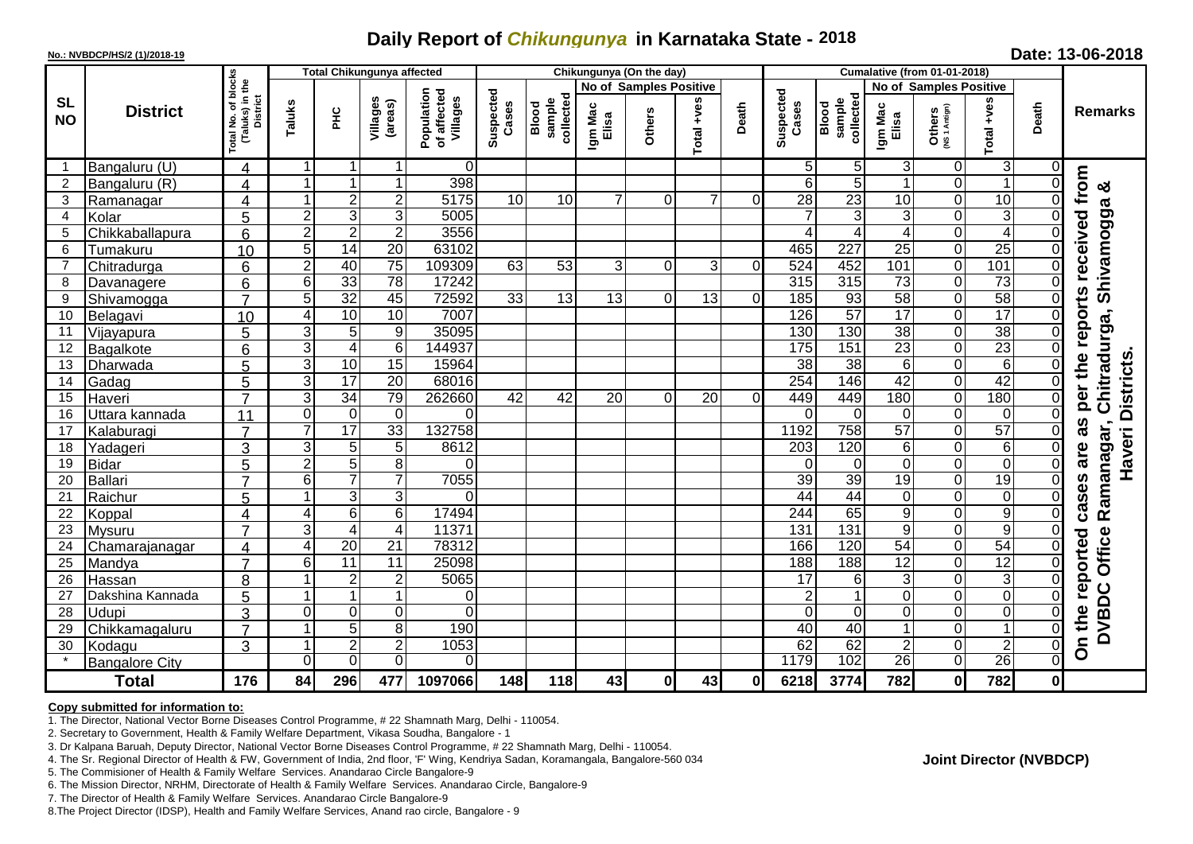# Daily Report of *Chikungunya* in Karnataka State - 2018

**No.: NVBDCP/HS/2 (1)/2018-19**

**Date: 13-06-2018**

| SL NO | District | Total No. of blocks (Taluks) in the District | Total Chikungunya affected | | | | Chikungunya (On the day) | | | | | | | Cumalative (from 01-01-2018) | | | | | | | Remarks |
|---|---|---|---|---|---|---|---|---|---|---|---|---|---|---|---|---|---|---|---|---|---|
| | | | Taluks | PHC | Villages (areas) | Population of affected Villages | Suspected Cases | Blood sample collected | No of Samples Positive | | | | Death | Suspected Cases | Blood sample collected | No of Samples Positive | | | | Death | |
| | | | | | | | | | Igm Mac Elisa | Others | Total +ves | | | | | Igm Mac Elisa | Others (NS 1 Antign) | Total +ves | | | |
| 1 | Bangaluru (U) | 4 | 1 | 1 | 1 | 0 | | | | | | | | 5 | 5 | 3 | 0 | 3 | | 0 | On the reported cases are as per the reports received from DVBDC Office Ramanagar, Chitradurga, Shivamogga & Haveri Districts. |
| 2 | Bangaluru (R) | 4 | 1 | 1 | 1 | 398 | | | | | | | | 6 | 5 | 1 | 0 | 1 | | 0 | |
| 3 | Ramanagar | 4 | 1 | 2 | 2 | 5175 | 10 | 10 | 7 | 0 | 7 | 0 | | 28 | 23 | 10 | 0 | 10 | | 0 | |
| 4 | Kolar | 5 | 2 | 3 | 3 | 5005 | | | | | | | | 7 | 3 | 3 | 0 | 3 | | 0 | |
| 5 | Chikkaballapura | 6 | 2 | 2 | 2 | 3556 | | | | | | | | 4 | 4 | 4 | 0 | 4 | | 0 | |
| 6 | Tumakuru | 10 | 5 | 14 | 20 | 63102 | | | | | | | | 465 | 227 | 25 | 0 | 25 | | 0 | |
| 7 | Chitradurga | 6 | 2 | 40 | 75 | 109309 | 63 | 53 | 3 | 0 | 3 | 0 | | 524 | 452 | 101 | 0 | 101 | | 0 | |
| 8 | Davanagere | 6 | 6 | 33 | 78 | 17242 | | | | | | | | 315 | 315 | 73 | 0 | 73 | | 0 | |
| 9 | Shivamogga | 7 | 5 | 32 | 45 | 72592 | 33 | 13 | 13 | 0 | 13 | 0 | | 185 | 93 | 58 | 0 | 58 | | 0 | |
| 10 | Belagavi | 10 | 4 | 10 | 10 | 7007 | | | | | | | | 126 | 57 | 17 | 0 | 17 | | 0 | |
| 11 | Vijayapura | 5 | 3 | 5 | 9 | 35095 | | | | | | | | 130 | 130 | 38 | 0 | 38 | | 0 | |
| 12 | Bagalkote | 6 | 3 | 4 | 6 | 144937 | | | | | | | | 175 | 151 | 23 | 0 | 23 | | 0 | |
| 13 | Dharwada | 5 | 3 | 10 | 15 | 15964 | | | | | | | | 38 | 38 | 6 | 0 | 6 | | 0 | |
| 14 | Gadag | 5 | 3 | 17 | 20 | 68016 | | | | | | | | 254 | 146 | 42 | 0 | 42 | | 0 | |
| 15 | Haveri | 7 | 3 | 34 | 79 | 262660 | 42 | 42 | 20 | 0 | 20 | 0 | | 449 | 449 | 180 | 0 | 180 | | 0 | |
| 16 | Uttara kannada | 11 | 0 | 0 | 0 | 0 | | | | | | | | 0 | 0 | 0 | 0 | 0 | | 0 | |
| 17 | Kalaburagi | 7 | 7 | 17 | 33 | 132758 | | | | | | | | 1192 | 758 | 57 | 0 | 57 | | 0 | |
| 18 | Yadageri | 3 | 3 | 5 | 5 | 8612 | | | | | | | | 203 | 120 | 6 | 0 | 6 | | 0 | |
| 19 | Bidar | 5 | 2 | 5 | 8 | 0 | | | | | | | | 0 | 0 | 0 | 0 | 0 | | 0 | |
| 20 | Ballari | 7 | 6 | 7 | 7 | 7055 | | | | | | | | 39 | 39 | 19 | 0 | 19 | | 0 | |
| 21 | Raichur | 5 | 1 | 3 | 3 | 0 | | | | | | | | 44 | 44 | 0 | 0 | 0 | | 0 | |
| 22 | Koppal | 4 | 4 | 6 | 6 | 17494 | | | | | | | | 244 | 65 | 9 | 0 | 9 | | 0 | |
| 23 | Mysuru | 7 | 3 | 4 | 4 | 11371 | | | | | | | | 131 | 131 | 9 | 0 | 9 | | 0 | |
| 24 | Chamarajanagar | 4 | 4 | 20 | 21 | 78312 | | | | | | | | 166 | 120 | 54 | 0 | 54 | | 0 | |
| 25 | Mandya | 7 | 6 | 11 | 11 | 25098 | | | | | | | | 188 | 188 | 12 | 0 | 12 | | 0 | |
| 26 | Hassan | 8 | 1 | 2 | 2 | 5065 | | | | | | | | 17 | 6 | 3 | 0 | 3 | | 0 | |
| 27 | Dakshina Kannada | 5 | 1 | 1 | 1 | 0 | | | | | | | | 2 | 1 | 0 | 0 | 0 | | 0 | |
| 28 | Udupi | 3 | 0 | 0 | 0 | 0 | | | | | | | | 0 | 0 | 0 | 0 | 0 | | 0 | |
| 29 | Chikkamagaluru | 7 | 1 | 5 | 8 | 190 | | | | | | | | 40 | 40 | 1 | 0 | 1 | | 0 | |
| 30 | Kodagu | 3 | 1 | 2 | 2 | 1053 | | | | | | | | 62 | 62 | 2 | 0 | 2 | | 0 | |
| * | Bangalore City | | 0 | 0 | 0 | 0 | | | | | | | | 1179 | 102 | 26 | 0 | 26 | | 0 | |
| | **Total** | **176** | **84** | **296** | **477** | **1097066** | **148** | **118** | **43** | **0** | **43** | **0** | | **6218** | **3774** | **782** | **0** | **782** | | **0** | |

**Copy submitted for information to:**

1. The Director, National Vector Borne Diseases Control Programme, # 22 Shamnath Marg, Delhi - 110054.
2. Secretary to Government, Health & Family Welfare Department, Vikasa Soudha, Bangalore - 1
3. Dr Kalpana Baruah, Deputy Director, National Vector Borne Diseases Control Programme, # 22 Shamnath Marg, Delhi - 110054.
4. The Sr. Regional Director of Health & FW, Government of India, 2nd floor, 'F' Wing, Kendriya Sadan, Koramangala, Bangalore-560 034
5. The Commisioner of Health & Family Welfare Services. Anandarao Circle Bangalore-9
6. The Mission Director, NRHM, Directorate of Health & Family Welfare Services. Anandarao Circle, Bangalore-9
7. The Director of Health & Family Welfare Services. Anandarao Circle Bangalore-9
8. The Project Director (IDSP), Health and Family Welfare Services, Anand rao circle, Bangalore - 9

**Joint Director (NVBDCP)**